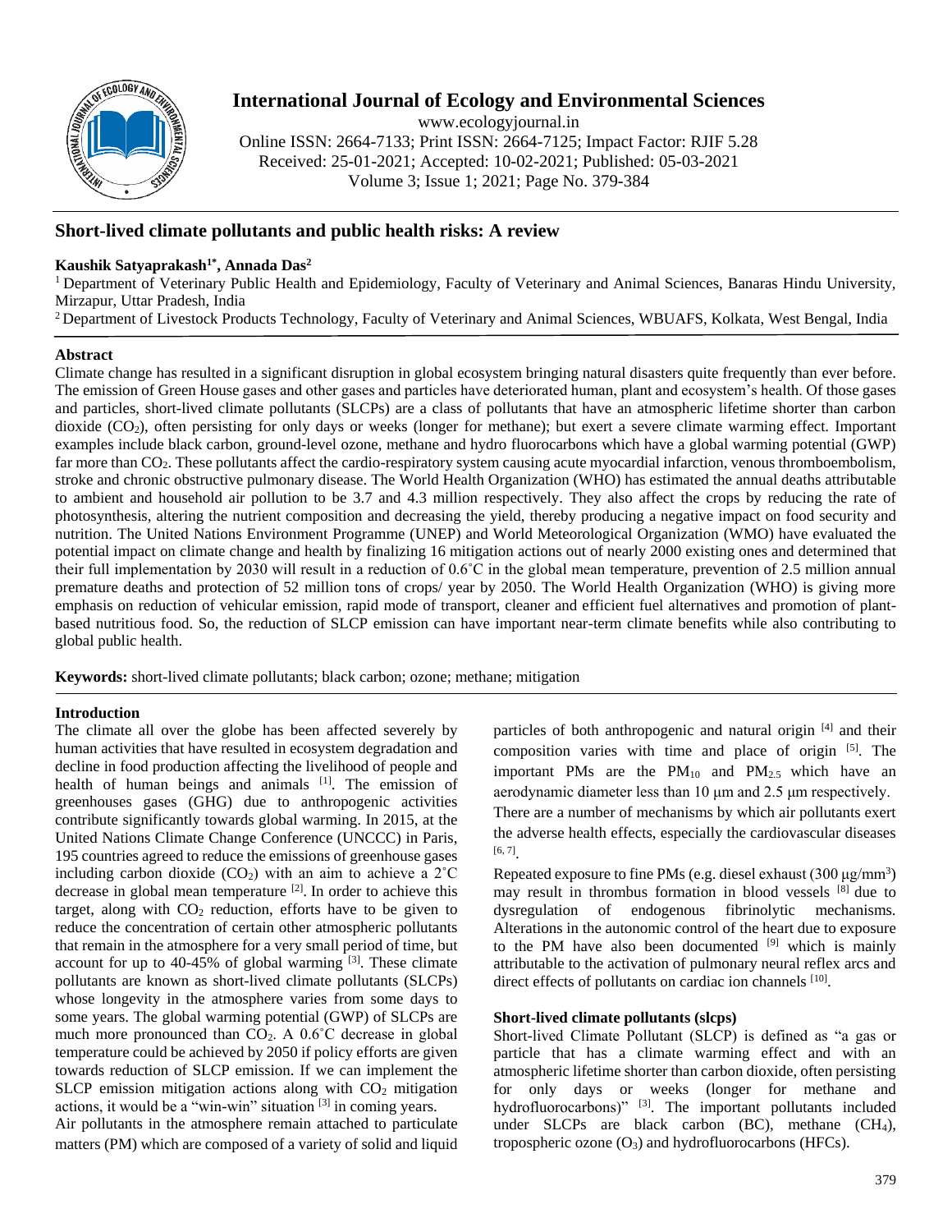# International Journal of Ecology and Environmental Sciences

www.ecologyjournal.in
Online ISSN: 2664-7133; Print ISSN: 2664-7125; Impact Factor: RJIF 5.28
Received: 25-01-2021; Accepted: 10-02-2021; Published: 05-03-2021
Volume 3; Issue 1; 2021; Page No. 379-384

## Short-lived climate pollutants and public health risks: A review

**Kaushik Satyaprakash[1*], Annada Das[2]**

[1] Department of Veterinary Public Health and Epidemiology, Faculty of Veterinary and Animal Sciences, Banaras Hindu University, Mirzapur, Uttar Pradesh, India
[2] Department of Livestock Products Technology, Faculty of Veterinary and Animal Sciences, WBUAFS, Kolkata, West Bengal, India

### Abstract

Climate change has resulted in a significant disruption in global ecosystem bringing natural disasters quite frequently than ever before. The emission of Green House gases and other gases and particles have deteriorated human, plant and ecosystem's health. Of those gases and particles, short-lived climate pollutants (SLCPs) are a class of pollutants that have an atmospheric lifetime shorter than carbon dioxide ($CO_2$), often persisting for only days or weeks (longer for methane); but exert a severe climate warming effect. Important examples include black carbon, ground-level ozone, methane and hydro fluorocarbons which have a global warming potential (GWP) far more than $CO_2$. These pollutants affect the cardio-respiratory system causing acute myocardial infarction, venous thromboembolism, stroke and chronic obstructive pulmonary disease. The World Health Organization (WHO) has estimated the annual deaths attributable to ambient and household air pollution to be 3.7 and 4.3 million respectively. They also affect the crops by reducing the rate of photosynthesis, altering the nutrient composition and decreasing the yield, thereby producing a negative impact on food security and nutrition. The United Nations Environment Programme (UNEP) and World Meteorological Organization (WMO) have evaluated the potential impact on climate change and health by finalizing 16 mitigation actions out of nearly 2000 existing ones and determined that their full implementation by 2030 will result in a reduction of 0.6˚C in the global mean temperature, prevention of 2.5 million annual premature deaths and protection of 52 million tons of crops/ year by 2050. The World Health Organization (WHO) is giving more emphasis on reduction of vehicular emission, rapid mode of transport, cleaner and efficient fuel alternatives and promotion of plant-based nutritious food. So, the reduction of SLCP emission can have important near-term climate benefits while also contributing to global public health.

**Keywords:** short-lived climate pollutants; black carbon; ozone; methane; mitigation

### Introduction

The climate all over the globe has been affected severely by human activities that have resulted in ecosystem degradation and decline in food production affecting the livelihood of people and health of human beings and animals [1]. The emission of greenhouses gases (GHG) due to anthropogenic activities contribute significantly towards global warming. In 2015, at the United Nations Climate Change Conference (UNCCC) in Paris, 195 countries agreed to reduce the emissions of greenhouse gases including carbon dioxide ($CO_2$) with an aim to achieve a 2˚C decrease in global mean temperature [2]. In order to achieve this target, along with $CO_2$ reduction, efforts have to be given to reduce the concentration of certain other atmospheric pollutants that remain in the atmosphere for a very small period of time, but account for up to 40-45% of global warming [3]. These climate pollutants are known as short-lived climate pollutants (SLCPs) whose longevity in the atmosphere varies from some days to some years. The global warming potential (GWP) of SLCPs are much more pronounced than $CO_2$. A 0.6˚C decrease in global temperature could be achieved by 2050 if policy efforts are given towards reduction of SLCP emission. If we can implement the SLCP emission mitigation actions along with $CO_2$ mitigation actions, it would be a "win-win" situation [3] in coming years.

Air pollutants in the atmosphere remain attached to particulate matters (PM) which are composed of a variety of solid and liquid particles of both anthropogenic and natural origin [4] and their composition varies with time and place of origin [5]. The important PMs are the $PM_{10}$ and $PM_{2.5}$ which have an aerodynamic diameter less than 10 μm and 2.5 μm respectively.

There are a number of mechanisms by which air pollutants exert the adverse health effects, especially the cardiovascular diseases [6, 7].

Repeated exposure to fine PMs (e.g. diesel exhaust (300 μg/mm³) may result in thrombus formation in blood vessels [8] due to dysregulation of endogenous fibrinolytic mechanisms. Alterations in the autonomic control of the heart due to exposure to the PM have also been documented [9] which is mainly attributable to the activation of pulmonary neural reflex arcs and direct effects of pollutants on cardiac ion channels [10].

### Short-lived climate pollutants (slcps)

Short-lived Climate Pollutant (SLCP) is defined as "a gas or particle that has a climate warming effect and with an atmospheric lifetime shorter than carbon dioxide, often persisting for only days or weeks (longer for methane and hydrofluorocarbons)" [3]. The important pollutants included under SLCPs are black carbon (BC), methane ($CH_4$), tropospheric ozone ($O_3$) and hydrofluorocarbons (HFCs).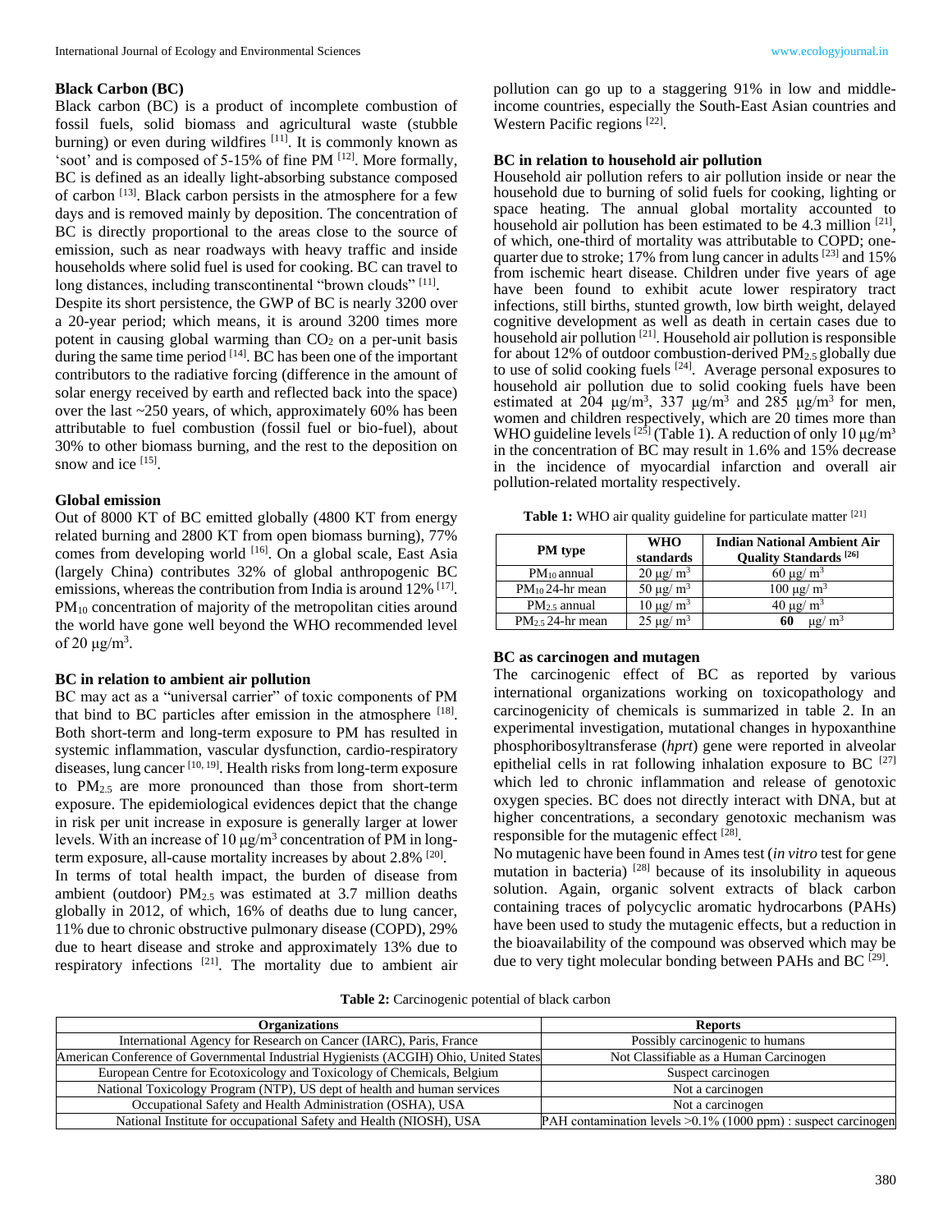### Black Carbon (BC)

Black carbon (BC) is a product of incomplete combustion of fossil fuels, solid biomass and agricultural waste (stubble burning) or even during wildfires [11]. It is commonly known as 'soot' and is composed of 5-15% of fine PM [12]. More formally, BC is defined as an ideally light-absorbing substance composed of carbon [13]. Black carbon persists in the atmosphere for a few days and is removed mainly by deposition. The concentration of BC is directly proportional to the areas close to the source of emission, such as near roadways with heavy traffic and inside households where solid fuel is used for cooking. BC can travel to long distances, including transcontinental "brown clouds" [11].

Despite its short persistence, the GWP of BC is nearly 3200 over a 20-year period; which means, it is around 3200 times more potent in causing global warming than $CO_2$ on a per-unit basis during the same time period [14]. BC has been one of the important contributors to the radiative forcing (difference in the amount of solar energy received by earth and reflected back into the space) over the last ~250 years, of which, approximately 60% has been attributable to fuel combustion (fossil fuel or bio-fuel), about 30% to other biomass burning, and the rest to the deposition on snow and ice [15].

### Global emission

Out of 8000 KT of BC emitted globally (4800 KT from energy related burning and 2800 KT from open biomass burning), 77% comes from developing world [16]. On a global scale, East Asia (largely China) contributes 32% of global anthropogenic BC emissions, whereas the contribution from India is around 12% [17]. $PM_{10}$ concentration of majority of the metropolitan cities around the world have gone well beyond the WHO recommended level of 20 μg/m$^3$.

### BC in relation to ambient air pollution

BC may act as a "universal carrier" of toxic components of PM that bind to BC particles after emission in the atmosphere [18]. Both short-term and long-term exposure to PM has resulted in systemic inflammation, vascular dysfunction, cardio-respiratory diseases, lung cancer [10, 19]. Health risks from long-term exposure to $PM_{2.5}$ are more pronounced than those from short-term exposure. The epidemiological evidences depict that the change in risk per unit increase in exposure is generally larger at lower levels. With an increase of 10 μg/m$^3$ concentration of PM in long-term exposure, all-cause mortality increases by about 2.8% [20].

In terms of total health impact, the burden of disease from ambient (outdoor) $PM_{2.5}$ was estimated at 3.7 million deaths globally in 2012, of which, 16% of deaths due to lung cancer, 11% due to chronic obstructive pulmonary disease (COPD), 29% due to heart disease and stroke and approximately 13% due to respiratory infections [21]. The mortality due to ambient air pollution can go up to a staggering 91% in low and middle-income countries, especially the South-East Asian countries and Western Pacific regions [22].

### BC in relation to household air pollution

Household air pollution refers to air pollution inside or near the household due to burning of solid fuels for cooking, lighting or space heating. The annual global mortality accounted to household air pollution has been estimated to be 4.3 million [21], of which, one-third of mortality was attributable to COPD; one-quarter due to stroke; 17% from lung cancer in adults [23] and 15% from ischemic heart disease. Children under five years of age have been found to exhibit acute lower respiratory tract infections, still births, stunted growth, low birth weight, delayed cognitive development as well as death in certain cases due to household air pollution [21]. Household air pollution is responsible for about 12% of outdoor combustion-derived $PM_{2.5}$ globally due to use of solid cooking fuels [24]. Average personal exposures to household air pollution due to solid cooking fuels have been estimated at 204 μg/m$^3$, 337 μg/m$^3$ and 285 μg/m$^3$ for men, women and children respectively, which are 20 times more than WHO guideline levels [25] (Table 1). A reduction of only 10 μg/m$^3$ in the concentration of BC may result in 1.6% and 15% decrease in the incidence of myocardial infarction and overall air pollution-related mortality respectively.

**Table 1:** WHO air quality guideline for particulate matter [21]

| PM type | WHO standards | Indian National Ambient Air Quality Standards [26] |
|---|---|---|
| $PM_{10}$ annual | 20 μg/ m$^3$ | 60 μg/ m$^3$ |
| $PM_{10}$ 24-hr mean | 50 μg/ m$^3$ | 100 μg/ m$^3$ |
| $PM_{2.5}$ annual | 10 μg/ m$^3$ | 40 μg/ m$^3$ |
| $PM_{2.5}$ 24-hr mean | 25 μg/ m$^3$ | **60** μg/ m$^3$ |

### BC as carcinogen and mutagen

The carcinogenic effect of BC as reported by various international organizations working on toxicopathology and carcinogenicity of chemicals is summarized in table 2. In an experimental investigation, mutational changes in hypoxanthine phosphoribosyltransferase (*hprt*) gene were reported in alveolar epithelial cells in rat following inhalation exposure to BC [27] which led to chronic inflammation and release of genotoxic oxygen species. BC does not directly interact with DNA, but at higher concentrations, a secondary genotoxic mechanism was responsible for the mutagenic effect [28].

No mutagenic have been found in Ames test (*in vitro* test for gene mutation in bacteria) [28] because of its insolubility in aqueous solution. Again, organic solvent extracts of black carbon containing traces of polycyclic aromatic hydrocarbons (PAHs) have been used to study the mutagenic effects, but a reduction in the bioavailability of the compound was observed which may be due to very tight molecular bonding between PAHs and BC [29].

**Table 2:** Carcinogenic potential of black carbon

| Organizations | Reports |
|---|---|
| International Agency for Research on Cancer (IARC), Paris, France | Possibly carcinogenic to humans |
| American Conference of Governmental Industrial Hygienists (ACGIH) Ohio, United States | Not Classifiable as a Human Carcinogen |
| European Centre for Ecotoxicology and Toxicology of Chemicals, Belgium | Suspect carcinogen |
| National Toxicology Program (NTP), US dept of health and human services | Not a carcinogen |
| Occupational Safety and Health Administration (OSHA), USA | Not a carcinogen |
| National Institute for occupational Safety and Health (NIOSH), USA | PAH contamination levels >0.1% (1000 ppm) : suspect carcinogen |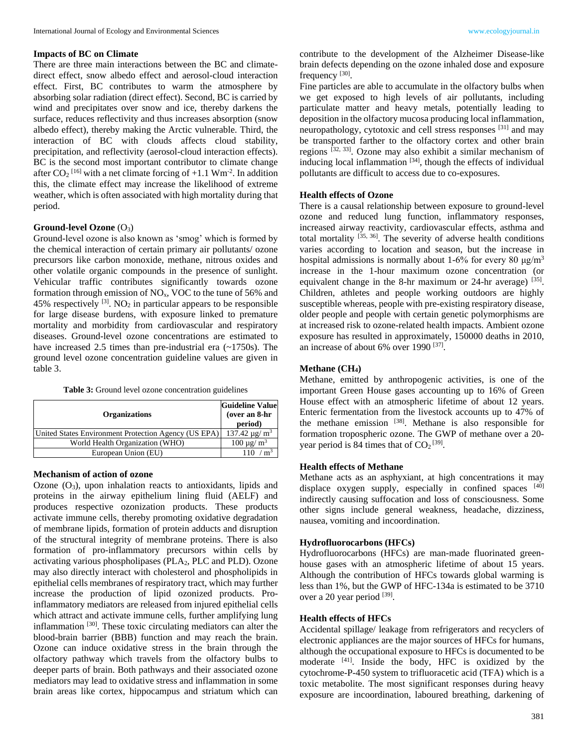### Impacts of BC on Climate

There are three main interactions between the BC and climate-direct effect, snow albedo effect and aerosol-cloud interaction effect. First, BC contributes to warm the atmosphere by absorbing solar radiation (direct effect). Second, BC is carried by wind and precipitates over snow and ice, thereby darkens the surface, reduces reflectivity and thus increases absorption (snow albedo effect), thereby making the Arctic vulnerable. Third, the interaction of BC with clouds affects cloud stability, precipitation, and reflectivity (aerosol-cloud interaction effects). BC is the second most important contributor to climate change after $CO_2$ [16] with a net climate forcing of +1.1 $Wm^{-2}$. In addition this, the climate effect may increase the likelihood of extreme weather, which is often associated with high mortality during that period.

### Ground-level Ozone ($O_3$)

Ground-level ozone is also known as 'smog' which is formed by the chemical interaction of certain primary air pollutants/ ozone precursors like carbon monoxide, methane, nitrous oxides and other volatile organic compounds in the presence of sunlight. Vehicular traffic contributes significantly towards ozone formation through emission of $NO_x$, VOC to the tune of 56% and 45% respectively [3]. $NO_2$ in particular appears to be responsible for large disease burdens, with exposure linked to premature mortality and morbidity from cardiovascular and respiratory diseases. Ground-level ozone concentrations are estimated to have increased 2.5 times than pre-industrial era (~1750s). The ground level ozone concentration guideline values are given in table 3.

**Table 3:** Ground level ozone concentration guidelines

| Organizations | Guideline Value (over an 8-hr period) |
|---|---|
| United States Environment Protection Agency (US EPA) | 137.42 μg/ $m^3$ |
| World Health Organization (WHO) | 100 μg/ $m^3$ |
| European Union (EU) | 110 / $m^3$ |

### Mechanism of action of ozone

Ozone ($O_3$), upon inhalation reacts to antioxidants, lipids and proteins in the airway epithelium lining fluid (AELF) and produces respective ozonization products. These products activate immune cells, thereby promoting oxidative degradation of membrane lipids, formation of protein adducts and disruption of the structural integrity of membrane proteins. There is also formation of pro-inflammatory precursors within cells by activating various phospholipases ($PLA_2$, PLC and PLD). Ozone may also directly interact with cholesterol and phospholipids in epithelial cells membranes of respiratory tract, which may further increase the production of lipid ozonized products. Pro-inflammatory mediators are released from injured epithelial cells which attract and activate immune cells, further amplifying lung inflammation [30]. These toxic circulating mediators can alter the blood-brain barrier (BBB) function and may reach the brain. Ozone can induce oxidative stress in the brain through the olfactory pathway which travels from the olfactory bulbs to deeper parts of brain. Both pathways and their associated ozone mediators may lead to oxidative stress and inflammation in some brain areas like cortex, hippocampus and striatum which can contribute to the development of the Alzheimer Disease-like brain defects depending on the ozone inhaled dose and exposure frequency [30].

Fine particles are able to accumulate in the olfactory bulbs when we get exposed to high levels of air pollutants, including particulate matter and heavy metals, potentially leading to deposition in the olfactory mucosa producing local inflammation, neuropathology, cytotoxic and cell stress responses [31] and may be transported farther to the olfactory cortex and other brain regions [32, 33]. Ozone may also exhibit a similar mechanism of inducing local inflammation [34], though the effects of individual pollutants are difficult to access due to co-exposures.

### Health effects of Ozone

There is a causal relationship between exposure to ground-level ozone and reduced lung function, inflammatory responses, increased airway reactivity, cardiovascular effects, asthma and total mortality [35, 36]. The severity of adverse health conditions varies according to location and season, but the increase in hospital admissions is normally about 1-6% for every 80 μg/$m^3$ increase in the 1-hour maximum ozone concentration (or equivalent change in the 8-hr maximum or 24-hr average) [35]. Children, athletes and people working outdoors are highly susceptible whereas, people with pre-existing respiratory disease, older people and people with certain genetic polymorphisms are at increased risk to ozone-related health impacts. Ambient ozone exposure has resulted in approximately, 150000 deaths in 2010, an increase of about 6% over 1990 [37].

### Methane ($CH_4$)

Methane, emitted by anthropogenic activities, is one of the important Green House gases accounting up to 16% of Green House effect with an atmospheric lifetime of about 12 years. Enteric fermentation from the livestock accounts up to 47% of the methane emission [38]. Methane is also responsible for formation tropospheric ozone. The GWP of methane over a 20-year period is 84 times that of $CO_2$ [39].

### Health effects of Methane

Methane acts as an asphyxiant, at high concentrations it may displace oxygen supply, especially in confined spaces [40] indirectly causing suffocation and loss of consciousness. Some other signs include general weakness, headache, dizziness, nausea, vomiting and incoordination.

### Hydrofluorocarbons (HFCs)

Hydrofluorocarbons (HFCs) are man-made fluorinated green-house gases with an atmospheric lifetime of about 15 years. Although the contribution of HFCs towards global warming is less than 1%, but the GWP of HFC-134a is estimated to be 3710 over a 20 year period [39].

### Health effects of HFCs

Accidental spillage/ leakage from refrigerators and recyclers of electronic appliances are the major sources of HFCs for humans, although the occupational exposure to HFCs is documented to be moderate [41]. Inside the body, HFC is oxidized by the cytochrome-P-450 system to trifluoracetic acid (TFA) which is a toxic metabolite. The most significant responses during heavy exposure are incoordination, laboured breathing, darkening of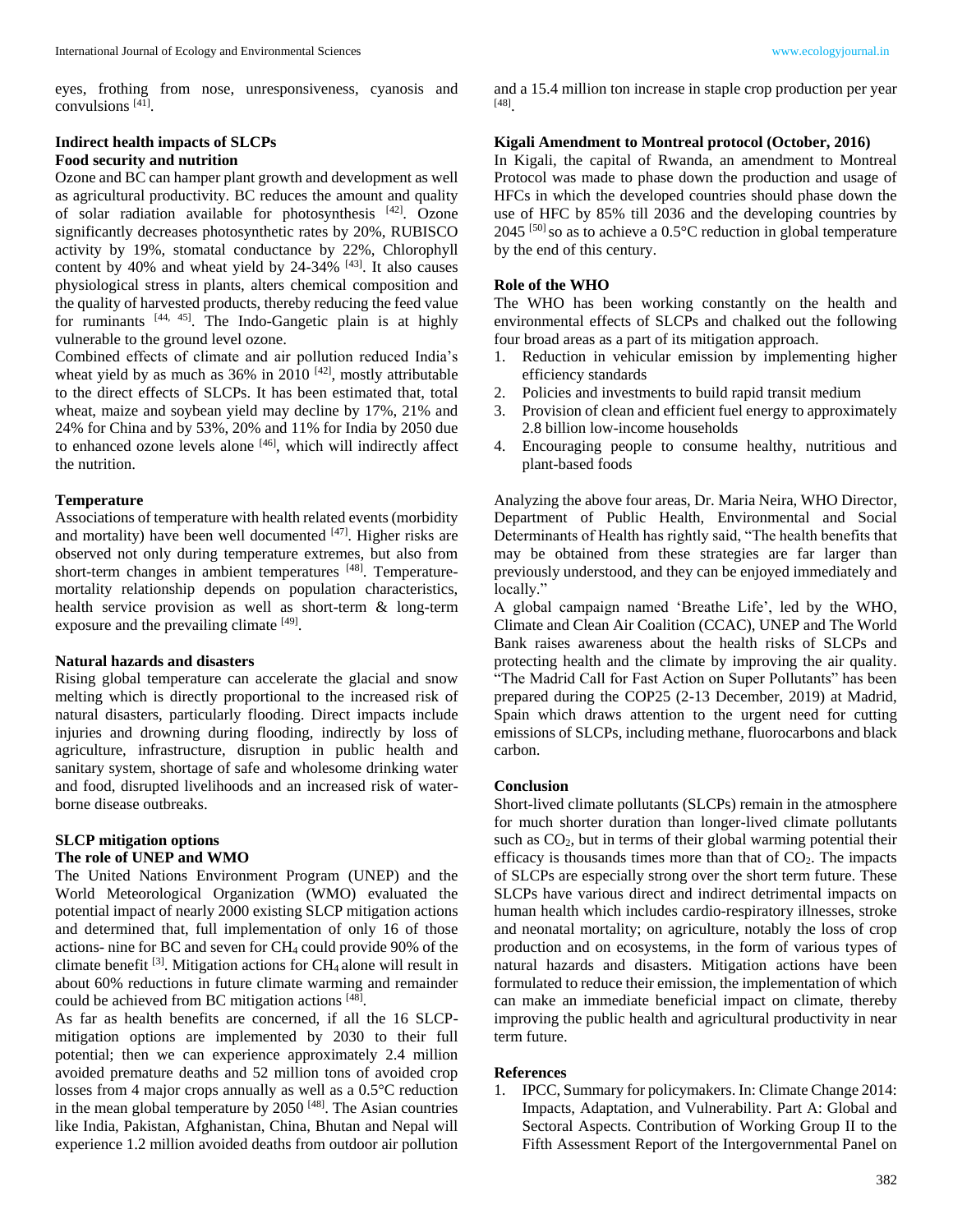eyes, frothing from nose, unresponsiveness, cyanosis and convulsions [41].

### Indirect health impacts of SLCPs

#### Food security and nutrition

Ozone and BC can hamper plant growth and development as well as agricultural productivity. BC reduces the amount and quality of solar radiation available for photosynthesis [42]. Ozone significantly decreases photosynthetic rates by 20%, RUBISCO activity by 19%, stomatal conductance by 22%, Chlorophyll content by 40% and wheat yield by 24-34% [43]. It also causes physiological stress in plants, alters chemical composition and the quality of harvested products, thereby reducing the feed value for ruminants [44, 45]. The Indo-Gangetic plain is at highly vulnerable to the ground level ozone.

Combined effects of climate and air pollution reduced India's wheat yield by as much as 36% in 2010 [42], mostly attributable to the direct effects of SLCPs. It has been estimated that, total wheat, maize and soybean yield may decline by 17%, 21% and 24% for China and by 53%, 20% and 11% for India by 2050 due to enhanced ozone levels alone [46], which will indirectly affect the nutrition.

#### Temperature

Associations of temperature with health related events (morbidity and mortality) have been well documented [47]. Higher risks are observed not only during temperature extremes, but also from short-term changes in ambient temperatures [48]. Temperature-mortality relationship depends on population characteristics, health service provision as well as short-term & long-term exposure and the prevailing climate [49].

#### Natural hazards and disasters

Rising global temperature can accelerate the glacial and snow melting which is directly proportional to the increased risk of natural disasters, particularly flooding. Direct impacts include injuries and drowning during flooding, indirectly by loss of agriculture, infrastructure, disruption in public health and sanitary system, shortage of safe and wholesome drinking water and food, disrupted livelihoods and an increased risk of water-borne disease outbreaks.

### SLCP mitigation options

#### The role of UNEP and WMO

The United Nations Environment Program (UNEP) and the World Meteorological Organization (WMO) evaluated the potential impact of nearly 2000 existing SLCP mitigation actions and determined that, full implementation of only 16 of those actions- nine for BC and seven for $CH_4$ could provide 90% of the climate benefit [3]. Mitigation actions for $CH_4$ alone will result in about 60% reductions in future climate warming and remainder could be achieved from BC mitigation actions [48].

As far as health benefits are concerned, if all the 16 SLCP-mitigation options are implemented by 2030 to their full potential; then we can experience approximately 2.4 million avoided premature deaths and 52 million tons of avoided crop losses from 4 major crops annually as well as a 0.5°C reduction in the mean global temperature by 2050 [48]. The Asian countries like India, Pakistan, Afghanistan, China, Bhutan and Nepal will experience 1.2 million avoided deaths from outdoor air pollution and a 15.4 million ton increase in staple crop production per year [48].

#### Kigali Amendment to Montreal protocol (October, 2016)

In Kigali, the capital of Rwanda, an amendment to Montreal Protocol was made to phase down the production and usage of HFCs in which the developed countries should phase down the use of HFC by 85% till 2036 and the developing countries by 2045 [50] so as to achieve a 0.5°C reduction in global temperature by the end of this century.

#### Role of the WHO

The WHO has been working constantly on the health and environmental effects of SLCPs and chalked out the following four broad areas as a part of its mitigation approach.

1. Reduction in vehicular emission by implementing higher efficiency standards
2. Policies and investments to build rapid transit medium
3. Provision of clean and efficient fuel energy to approximately 2.8 billion low-income households
4. Encouraging people to consume healthy, nutritious and plant-based foods

Analyzing the above four areas, Dr. Maria Neira, WHO Director, Department of Public Health, Environmental and Social Determinants of Health has rightly said, "The health benefits that may be obtained from these strategies are far larger than previously understood, and they can be enjoyed immediately and locally."

A global campaign named 'Breathe Life', led by the WHO, Climate and Clean Air Coalition (CCAC), UNEP and The World Bank raises awareness about the health risks of SLCPs and protecting health and the climate by improving the air quality. "The Madrid Call for Fast Action on Super Pollutants" has been prepared during the COP25 (2-13 December, 2019) at Madrid, Spain which draws attention to the urgent need for cutting emissions of SLCPs, including methane, fluorocarbons and black carbon.

### Conclusion

Short-lived climate pollutants (SLCPs) remain in the atmosphere for much shorter duration than longer-lived climate pollutants such as $CO_2$, but in terms of their global warming potential their efficacy is thousands times more than that of $CO_2$. The impacts of SLCPs are especially strong over the short term future. These SLCPs have various direct and indirect detrimental impacts on human health which includes cardio-respiratory illnesses, stroke and neonatal mortality; on agriculture, notably the loss of crop production and on ecosystems, in the form of various types of natural hazards and disasters. Mitigation actions have been formulated to reduce their emission, the implementation of which can make an immediate beneficial impact on climate, thereby improving the public health and agricultural productivity in near term future.

### References

1. IPCC, Summary for policymakers. In: Climate Change 2014: Impacts, Adaptation, and Vulnerability. Part A: Global and Sectoral Aspects. Contribution of Working Group II to the Fifth Assessment Report of the Intergovernmental Panel on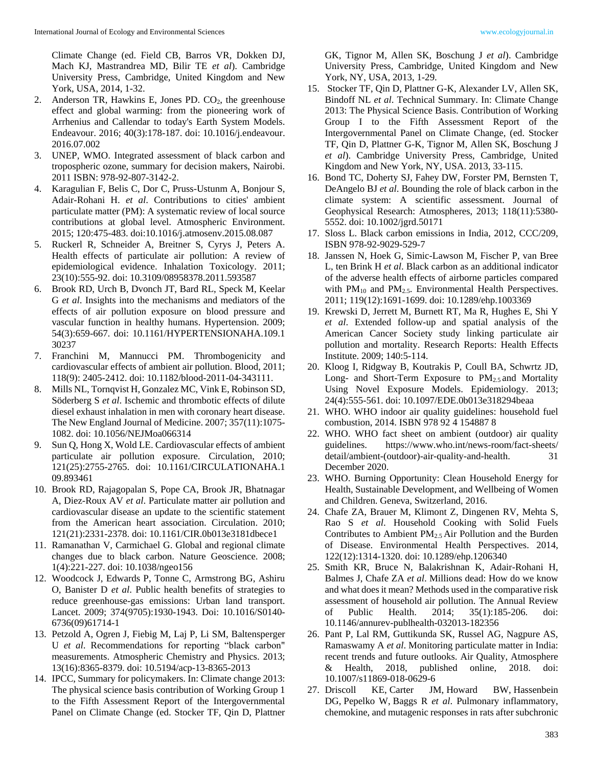Climate Change (ed. Field CB, Barros VR, Dokken DJ, Mach KJ, Mastrandrea MD, Bilir TE *et al*). Cambridge University Press, Cambridge, United Kingdom and New York, USA, 2014, 1-32.

2. Anderson TR, Hawkins E, Jones PD. $CO_2$, the greenhouse effect and global warming: from the pioneering work of Arrhenius and Callendar to today's Earth System Models. Endeavour. 2016; 40(3):178-187. doi: 10.1016/j.endeavour. 2016.07.002
3. UNEP, WMO. Integrated assessment of black carbon and tropospheric ozone, summary for decision makers, Nairobi. 2011 ISBN: 978-92-807-3142-2.
4. Karagulian F, Belis C, Dor C, Pruss-Ustunm A, Bonjour S, Adair-Rohani H. *et al*. Contributions to cities' ambient particulate matter (PM): A systematic review of local source contributions at global level. Atmospheric Environment. 2015; 120:475-483. doi:10.1016/j.atmosenv.2015.08.087
5. Ruckerl R, Schneider A, Breitner S, Cyrys J, Peters A. Health effects of particulate air pollution: A review of epidemiological evidence. Inhalation Toxicology. 2011; 23(10):555-92. doi: 10.3109/08958378.2011.593587
6. Brook RD, Urch B, Dvonch JT, Bard RL, Speck M, Keelar G *et al*. Insights into the mechanisms and mediators of the effects of air pollution exposure on blood pressure and vascular function in healthy humans. Hypertension. 2009; 54(3):659-667. doi: 10.1161/HYPERTENSIONAHA.109.130237
7. Franchini M, Mannucci PM. Thrombogenicity and cardiovascular effects of ambient air pollution. Blood, 2011; 118(9): 2405-2412. doi: 10.1182/blood-2011-04-343111.
8. Mills NL, Tornqvist H, Gonzalez MC, Vink E, Robinson SD, Söderberg S *et al*. Ischemic and thrombotic effects of dilute diesel exhaust inhalation in men with coronary heart disease. The New England Journal of Medicine. 2007; 357(11):1075-1082. doi: 10.1056/NEJMoa066314
9. Sun Q, Hong X, Wold LE. Cardiovascular effects of ambient particulate air pollution exposure. Circulation, 2010; 121(25):2755-2765. doi: 10.1161/CIRCULATIONAHA.109.893461
10. Brook RD, Rajagopalan S, Pope CA, Brook JR, Bhatnagar A, Diez-Roux AV *et al*. Particulate matter air pollution and cardiovascular disease an update to the scientific statement from the American heart association. Circulation. 2010; 121(21):2331-2378. doi: 10.1161/CIR.0b013e3181dbece1
11. Ramanathan V, Carmichael G. Global and regional climate changes due to black carbon. Nature Geoscience. 2008; 1(4):221-227. doi: 10.1038/ngeo156
12. Woodcock J, Edwards P, Tonne C, Armstrong BG, Ashiru O, Banister D *et al*. Public health benefits of strategies to reduce greenhouse-gas emissions: Urban land transport. Lancet. 2009; 374(9705):1930-1943. Doi: 10.1016/S0140-6736(09)61714-1
13. Petzold A, Ogren J, Fiebig M, Laj P, Li SM, Baltensperger U *et al*. Recommendations for reporting "black carbon" measurements. Atmospheric Chemistry and Physics. 2013; 13(16):8365-8379. doi: 10.5194/acp-13-8365-2013
14. IPCC, Summary for policymakers. In: Climate change 2013: The physical science basis contribution of Working Group 1 to the Fifth Assessment Report of the Intergovernmental Panel on Climate Change (ed. Stocker TF, Qin D, Plattner GK, Tignor M, Allen SK, Boschung J *et al*). Cambridge University Press, Cambridge, United Kingdom and New York, NY, USA, 2013, 1-29.
15. Stocker TF, Qin D, Plattner G-K, Alexander LV, Allen SK, Bindoff NL *et al*. Technical Summary. In: Climate Change 2013: The Physical Science Basis. Contribution of Working Group I to the Fifth Assessment Report of the Intergovernmental Panel on Climate Change, (ed. Stocker TF, Qin D, Plattner G-K, Tignor M, Allen SK, Boschung J *et al*). Cambridge University Press, Cambridge, United Kingdom and New York, NY, USA. 2013, 33-115.
16. Bond TC, Doherty SJ, Fahey DW, Forster PM, Bernsten T, DeAngelo BJ *et al*. Bounding the role of black carbon in the climate system: A scientific assessment. Journal of Geophysical Research: Atmospheres, 2013; 118(11):5380-5552. doi: 10.1002/jgrd.50171
17. Sloss L. Black carbon emissions in India, 2012, CCC/209, ISBN 978-92-9029-529-7
18. Janssen N, Hoek G, Simic-Lawson M, Fischer P, van Bree L, ten Brink H *et al*. Black carbon as an additional indicator of the adverse health effects of airborne particles compared with $PM_{10}$ and $PM_{2.5}$. Environmental Health Perspectives. 2011; 119(12):1691-1699. doi: 10.1289/ehp.1003369
19. Krewski D, Jerrett M, Burnett RT, Ma R, Hughes E, Shi Y *et al*. Extended follow-up and spatial analysis of the American Cancer Society study linking particulate air pollution and mortality. Research Reports: Health Effects Institute. 2009; 140:5-114.
20. Kloog I, Ridgway B, Koutrakis P, Coull BA, Schwrtz JD, Long- and Short-Term Exposure to $PM_{2.5}$ and Mortality Using Novel Exposure Models. Epidemiology. 2013; 24(4):555-561. doi: 10.1097/EDE.0b013e318294beaa
21. WHO. WHO indoor air quality guidelines: household fuel combustion, 2014. ISBN 978 92 4 154887 8
22. WHO. WHO fact sheet on ambient (outdoor) air quality guidelines. https://www.who.int/news-room/fact-sheets/detail/ambient-(outdoor)-air-quality-and-health. 31 December 2020.
23. WHO. Burning Opportunity: Clean Household Energy for Health, Sustainable Development, and Wellbeing of Women and Children. Geneva, Switzerland, 2016.
24. Chafe ZA, Brauer M, Klimont Z, Dingenen RV, Mehta S, Rao S *et al*. Household Cooking with Solid Fuels Contributes to Ambient $PM_{2.5}$ Air Pollution and the Burden of Disease. Environmental Health Perspectives. 2014, 122(12):1314-1320. doi: 10.1289/ehp.1206340
25. Smith KR, Bruce N, Balakrishnan K, Adair-Rohani H, Balmes J, Chafe ZA *et al*. Millions dead: How do we know and what does it mean? Methods used in the comparative risk assessment of household air pollution. The Annual Review of Public Health. 2014; 35(1):185-206. doi: 10.1146/annurev-publhealth-032013-182356
26. Pant P, Lal RM, Guttikunda SK, Russel AG, Nagpure AS, Ramaswamy A *et al*. Monitoring particulate matter in India: recent trends and future outlooks. Air Quality, Atmosphere & Health, 2018, published online, 2018. doi: 10.1007/s11869-018-0629-6
27. Driscoll KE, Carter JM, Howard BW, Hassenbein DG, Pepelko W, Baggs R *et al*. Pulmonary inflammatory, chemokine, and mutagenic responses in rats after subchronic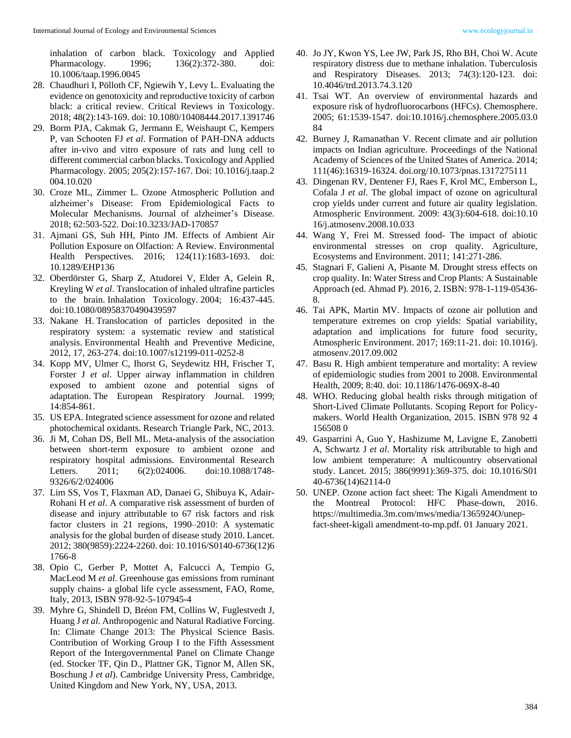inhalation of carbon black. Toxicology and Applied Pharmacology. 1996; 136(2):372-380. doi: 10.1006/taap.1996.0045

28. Chaudhuri I, Pölloth CF, Ngiewih Y, Levy L. Evaluating the evidence on genotoxicity and reproductive toxicity of carbon black: a critical review. Critical Reviews in Toxicology. 2018; 48(2):143-169. doi: 10.1080/10408444.2017.1391746
29. Borm PJA, Cakmak G, Jermann E, Weishaupt C, Kempers P, van Schooten FJ *et al*. Formation of PAH-DNA adducts after in-vivo and vitro exposure of rats and lung cell to different commercial carbon blacks. Toxicology and Applied Pharmacology. 2005; 205(2):157-167. Doi: 10.1016/j.taap.2004.10.020
30. Croze ML, Zimmer L. Ozone Atmospheric Pollution and alzheimer's Disease: From Epidemiological Facts to Molecular Mechanisms. Journal of alzheimer's Disease. 2018; 62:503-522. Doi:10.3233/JAD-170857
31. Ajmani GS, Suh HH, Pinto JM. Effects of Ambient Air Pollution Exposure on Olfaction: A Review. Environmental Health Perspectives. 2016; 124(11):1683-1693. doi: 10.1289/EHP136
32. Oberdörster G, Sharp Z, Atudorei V, Elder A, Gelein R, Kreyling W *et al*. Translocation of inhaled ultrafine particles to the brain. Inhalation Toxicology. 2004; 16:437-445. doi:10.1080/08958370490439597
33. Nakane H. Translocation of particles deposited in the respiratory system: a systematic review and statistical analysis. Environmental Health and Preventive Medicine, 2012, 17, 263-274. doi:10.1007/s12199-011-0252-8
34. Kopp MV, Ulmer C, Ihorst G, Seydewitz HH, Frischer T, Forster J *et al*. Upper airway inflammation in children exposed to ambient ozone and potential signs of adaptation. The European Respiratory Journal. 1999; 14:854-861.
35. US EPA. Integrated science assessment for ozone and related photochemical oxidants. Research Triangle Park, NC, 2013.
36. Ji M, Cohan DS, Bell ML. Meta-analysis of the association between short-term exposure to ambient ozone and respiratory hospital admissions. Environmental Research Letters. 2011; 6(2):024006. doi:10.1088/1748-9326/6/2/024006
37. Lim SS, Vos T, Flaxman AD, Danaei G, Shibuya K, Adair-Rohani H *et al*. A comparative risk assessment of burden of disease and injury attributable to 67 risk factors and risk factor clusters in 21 regions, 1990–2010: A systematic analysis for the global burden of disease study 2010. Lancet. 2012; 380(9859):2224-2260. doi: 10.1016/S0140-6736(12)61766-8
38. Opio C, Gerber P, Mottet A, Falcucci A, Tempio G, MacLeod M *et al*. Greenhouse gas emissions from ruminant supply chains- a global life cycle assessment, FAO, Rome, Italy, 2013, ISBN 978-92-5-107945-4
39. Myhre G, Shindell D, Bréon FM, Collins W, Fuglestvedt J, Huang J *et al*. Anthropogenic and Natural Radiative Forcing. In: Climate Change 2013: The Physical Science Basis. Contribution of Working Group I to the Fifth Assessment Report of the Intergovernmental Panel on Climate Change (ed. Stocker TF, Qin D., Plattner GK, Tignor M, Allen SK, Boschung J *et al*). Cambridge University Press, Cambridge, United Kingdom and New York, NY, USA, 2013.
40. Jo JY, Kwon YS, Lee JW, Park JS, Rho BH, Choi W. Acute respiratory distress due to methane inhalation. Tuberculosis and Respiratory Diseases. 2013; 74(3):120-123. doi: 10.4046/trd.2013.74.3.120
41. Tsai WT. An overview of environmental hazards and exposure risk of hydrofluorocarbons (HFCs). Chemosphere. 2005; 61:1539-1547. doi:10.1016/j.chemosphere.2005.03.084
42. Burney J, Ramanathan V. Recent climate and air pollution impacts on Indian agriculture. Proceedings of the National Academy of Sciences of the United States of America. 2014; 111(46):16319-16324. doi.org/10.1073/pnas.1317275111
43. Dingenan RV, Dentener FJ, Raes F, Krol MC, Emberson L, Cofala J *et al*. The global impact of ozone on agricultural crop yields under current and future air quality legislation. Atmospheric Environment. 2009: 43(3):604-618. doi:10.1016/j.atmosenv.2008.10.033
44. Wang Y, Frei M. Stressed food- The impact of abiotic environmental stresses on crop quality. Agriculture, Ecosystems and Environment. 2011; 141:271-286.
45. Stagnari F, Galieni A, Pisante M. Drought stress effects on crop quality. In: Water Stress and Crop Plants: A Sustainable Approach (ed. Ahmad P). 2016, 2. ISBN: 978-1-119-05436-8.
46. Tai APK, Martin MV. Impacts of ozone air pollution and temperature extremes on crop yields: Spatial variability, adaptation and implications for future food security, Atmospheric Environment. 2017; 169:11-21. doi: 10.1016/j.atmosenv.2017.09.002
47. Basu R. High ambient temperature and mortality: A review of epidemiologic studies from 2001 to 2008. Environmental Health, 2009; 8:40. doi: 10.1186/1476-069X-8-40
48. WHO. Reducing global health risks through mitigation of Short-Lived Climate Pollutants. Scoping Report for Policy-makers. World Health Organization, 2015. ISBN 978 92 4 156508 0
49. Gasparrini A, Guo Y, Hashizume M, Lavigne E, Zanobetti A, Schwartz J *et al*. Mortality risk attributable to high and low ambient temperature: A multicountry observational study. Lancet. 2015; 386(9991):369-375. doi: 10.1016/S0140-6736(14)62114-0
50. UNEP. Ozone action fact sheet: The Kigali Amendment to the Montreal Protocol: HFC Phase-down, 2016. https://multimedia.3m.com/mws/media/1365924O/unep-fact-sheet-kigali amendment-to-mp.pdf. 01 January 2021.